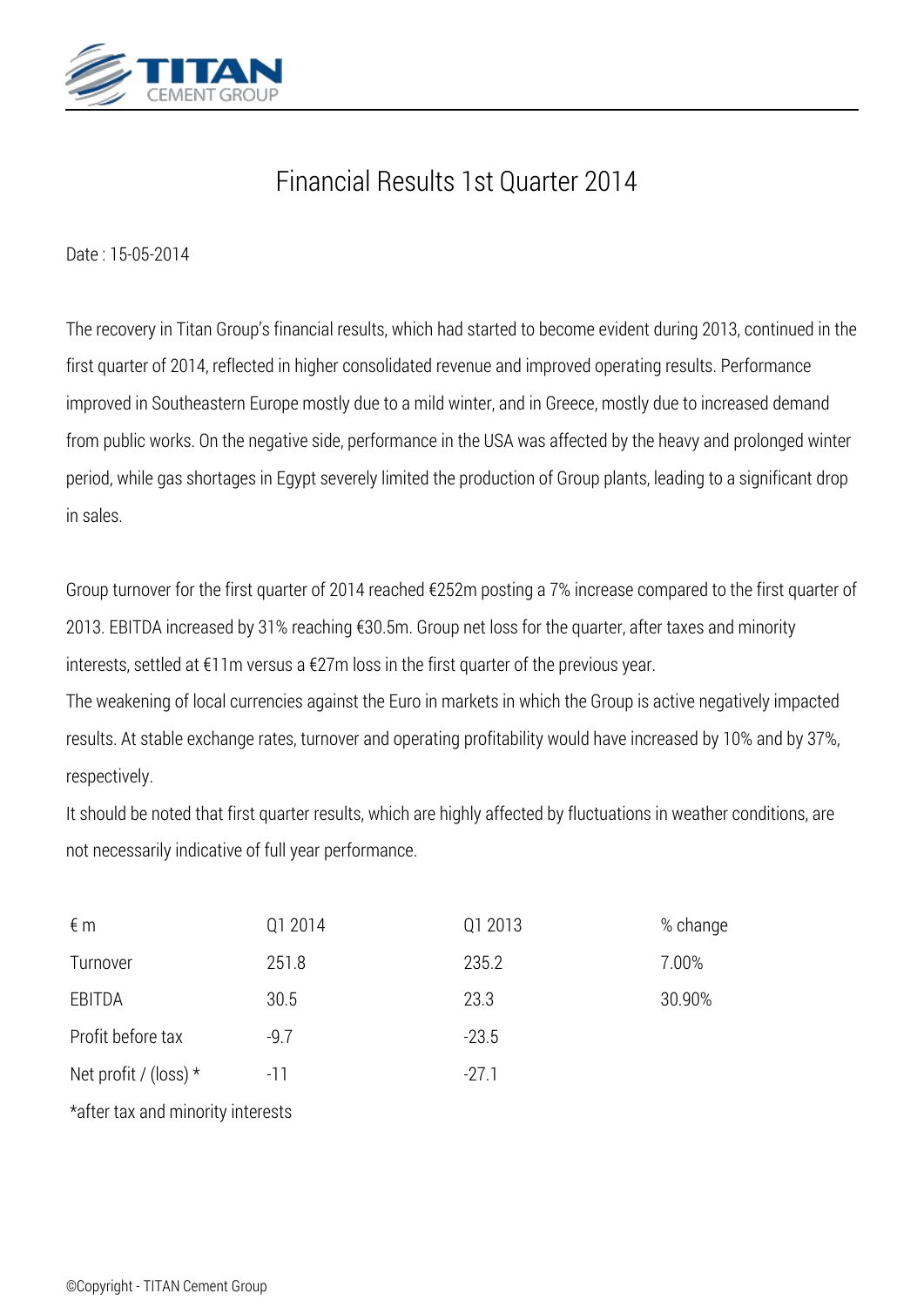# Financial Results 1st Quarter 2014

Date : 15-05-2014

The recovery in Titan Group's financial results, which had started to become evident during 2013, continued in the first quarter of 2014, reflected in higher consolidated revenue and improved operating results. Performance improved in Southeastern Europe mostly due to a mild winter, and in Greece, mostly due to increased demand from public works. On the negative side, performance in the USA was affected by the heavy and prolonged winter period, while gas shortages in Egypt severely limited the production of Group plants, leading to a significant drop in sales.

Group turnover for the first quarter of 2014 reached €252m posting a 7% increase compared to the first quarter of 2013. EBITDA increased by 31% reaching €30.5m. Group net loss for the quarter, after taxes and minority interests, settled at €11m versus a €27m loss in the first quarter of the previous year.

The weakening of local currencies against the Euro in markets in which the Group is active negatively impacted results. At stable exchange rates, turnover and operating profitability would have increased by 10% and by 37%, respectively.

It should be noted that first quarter results, which are highly affected by fluctuations in weather conditions, are not necessarily indicative of full year performance.

| € m | Q1 2014 | Q1 2013 | % change |
|---|---|---|---|
| Turnover | 251.8 | 235.2 | 7.00% |
| EBITDA | 30.5 | 23.3 | 30.90% |
| Profit before tax | -9.7 | -23.5 | |
| Net profit / (loss) * | -11 | -27.1 | |

*after tax and minority interests

©Copyright - TITAN Cement Group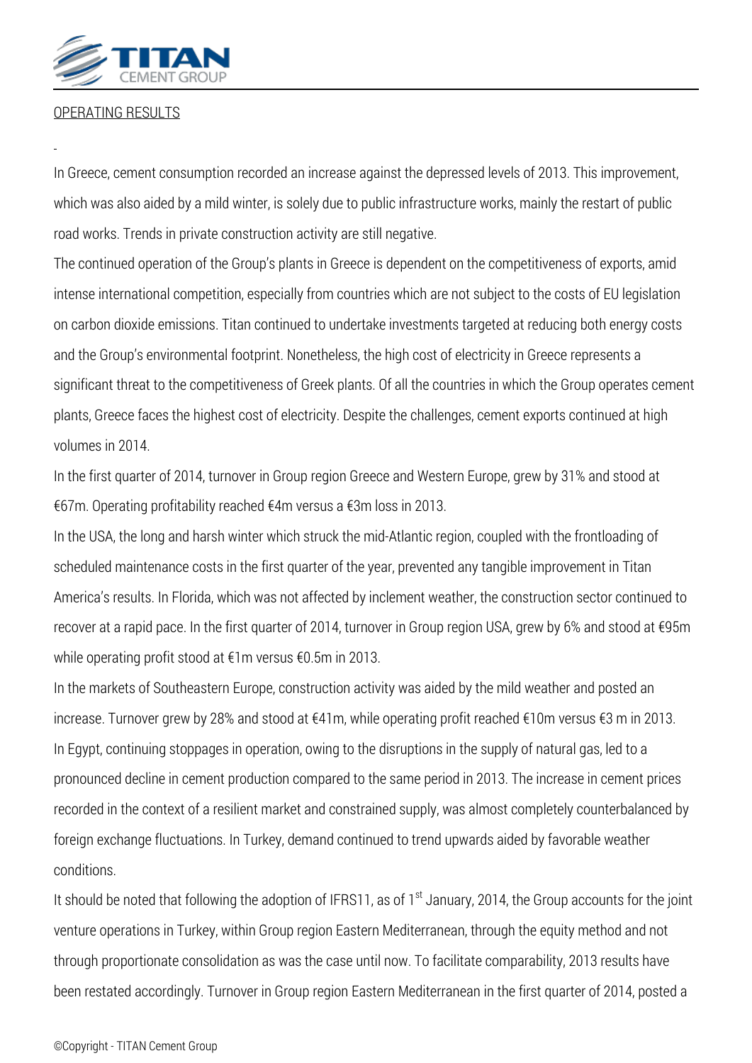OPERATING RESULTS

In Greece, cement consumption recorded an increase against the depressed levels of 2013. This improvement, which was also aided by a mild winter, is solely due to public infrastructure works, mainly the restart of public road works. Trends in private construction activity are still negative.

The continued operation of the Group's plants in Greece is dependent on the competitiveness of exports, amid intense international competition, especially from countries which are not subject to the costs of EU legislation on carbon dioxide emissions. Titan continued to undertake investments targeted at reducing both energy costs and the Group's environmental footprint. Nonetheless, the high cost of electricity in Greece represents a significant threat to the competitiveness of Greek plants. Of all the countries in which the Group operates cement plants, Greece faces the highest cost of electricity. Despite the challenges, cement exports continued at high volumes in 2014.

In the first quarter of 2014, turnover in Group region Greece and Western Europe, grew by 31% and stood at €67m. Operating profitability reached €4m versus a €3m loss in 2013.

In the USA, the long and harsh winter which struck the mid-Atlantic region, coupled with the frontloading of scheduled maintenance costs in the first quarter of the year, prevented any tangible improvement in Titan America's results. In Florida, which was not affected by inclement weather, the construction sector continued to recover at a rapid pace. In the first quarter of 2014, turnover in Group region USA, grew by 6% and stood at €95m while operating profit stood at €1m versus €0.5m in 2013.

In the markets of Southeastern Europe, construction activity was aided by the mild weather and posted an increase. Turnover grew by 28% and stood at €41m, while operating profit reached €10m versus €3 m in 2013.

In Egypt, continuing stoppages in operation, owing to the disruptions in the supply of natural gas, led to a pronounced decline in cement production compared to the same period in 2013. The increase in cement prices recorded in the context of a resilient market and constrained supply, was almost completely counterbalanced by foreign exchange fluctuations. In Turkey, demand continued to trend upwards aided by favorable weather conditions.

It should be noted that following the adoption of IFRS11, as of 1st January, 2014, the Group accounts for the joint venture operations in Turkey, within Group region Eastern Mediterranean, through the equity method and not through proportionate consolidation as was the case until now. To facilitate comparability, 2013 results have been restated accordingly. Turnover in Group region Eastern Mediterranean in the first quarter of 2014, posted a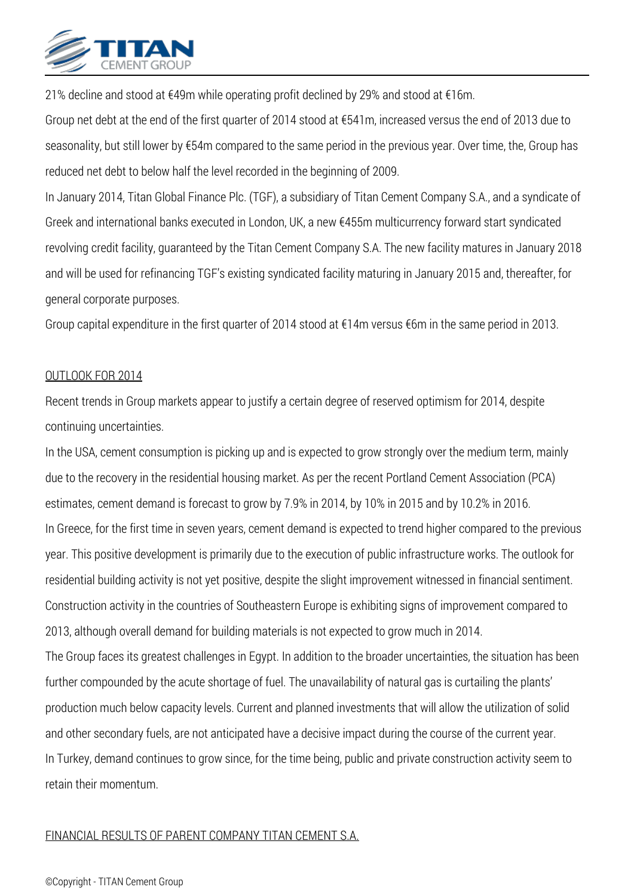21% decline and stood at €49m while operating profit declined by 29% and stood at €16m.

Group net debt at the end of the first quarter of 2014 stood at €541m, increased versus the end of 2013 due to seasonality, but still lower by €54m compared to the same period in the previous year. Over time, the, Group has reduced net debt to below half the level recorded in the beginning of 2009.

In January 2014, Titan Global Finance Plc. (TGF), a subsidiary of Titan Cement Company S.A., and a syndicate of Greek and international banks executed in London, UK, a new €455m multicurrency forward start syndicated revolving credit facility, guaranteed by the Titan Cement Company S.A. The new facility matures in January 2018 and will be used for refinancing TGF's existing syndicated facility maturing in January 2015 and, thereafter, for general corporate purposes.

Group capital expenditure in the first quarter of 2014 stood at €14m versus €6m in the same period in 2013.

## OUTLOOK FOR 2014

Recent trends in Group markets appear to justify a certain degree of reserved optimism for 2014, despite continuing uncertainties.

In the USA, cement consumption is picking up and is expected to grow strongly over the medium term, mainly due to the recovery in the residential housing market. As per the recent Portland Cement Association (PCA) estimates, cement demand is forecast to grow by 7.9% in 2014, by 10% in 2015 and by 10.2% in 2016.

In Greece, for the first time in seven years, cement demand is expected to trend higher compared to the previous year. This positive development is primarily due to the execution of public infrastructure works. The outlook for residential building activity is not yet positive, despite the slight improvement witnessed in financial sentiment.

Construction activity in the countries of Southeastern Europe is exhibiting signs of improvement compared to 2013, although overall demand for building materials is not expected to grow much in 2014.

The Group faces its greatest challenges in Egypt. In addition to the broader uncertainties, the situation has been further compounded by the acute shortage of fuel. The unavailability of natural gas is curtailing the plants' production much below capacity levels. Current and planned investments that will allow the utilization of solid and other secondary fuels, are not anticipated have a decisive impact during the course of the current year.

In Turkey, demand continues to grow since, for the time being, public and private construction activity seem to retain their momentum.

## FINANCIAL RESULTS OF PARENT COMPANY TITAN CEMENT S.A.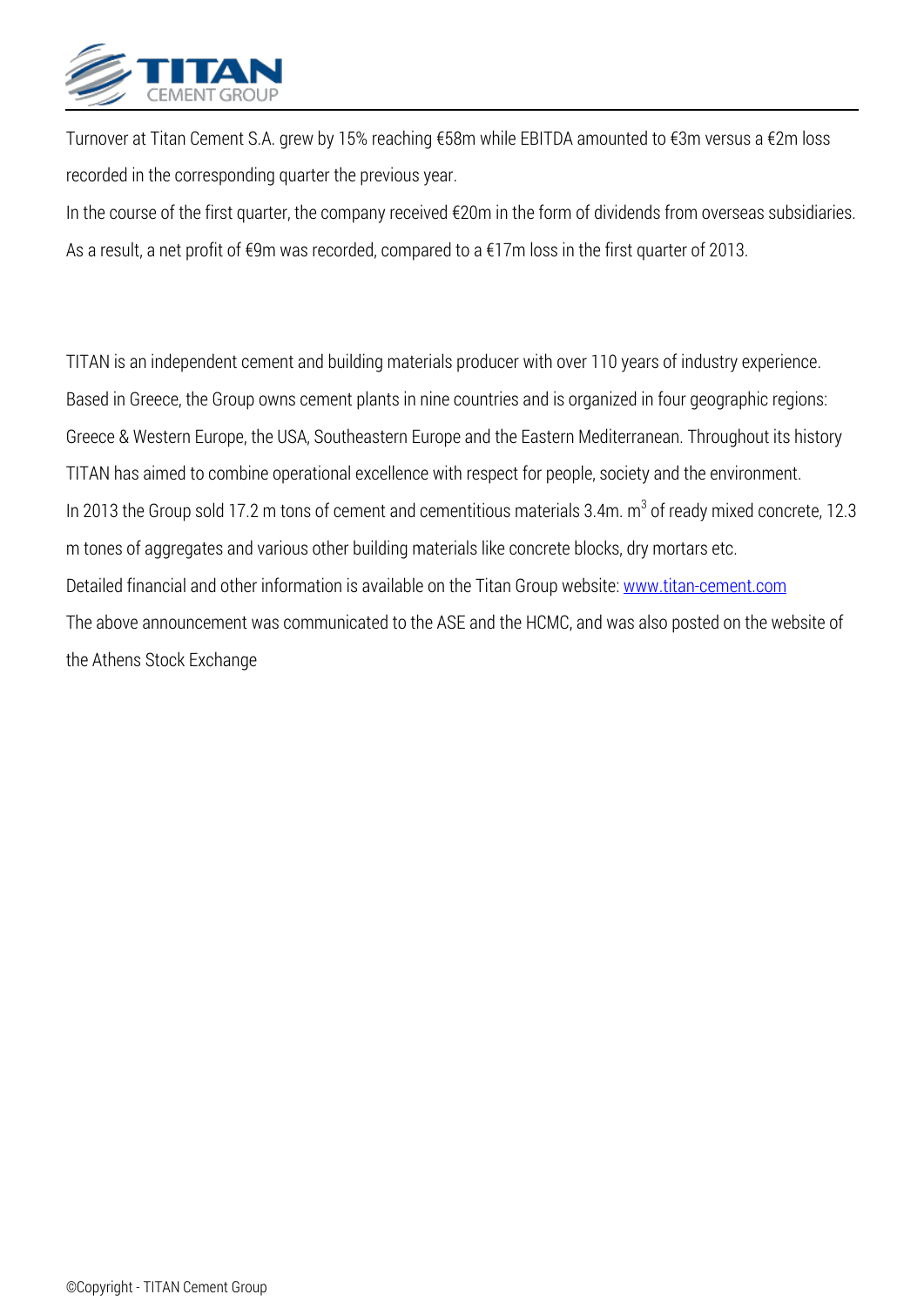Turnover at Titan Cement S.A. grew by 15% reaching €58m while EBITDA amounted to €3m versus a €2m loss recorded in the corresponding quarter the previous year.

In the course of the first quarter, the company received €20m in the form of dividends from overseas subsidiaries. As a result, a net profit of €9m was recorded, compared to a €17m loss in the first quarter of 2013.

TITAN is an independent cement and building materials producer with over 110 years of industry experience. Based in Greece, the Group owns cement plants in nine countries and is organized in four geographic regions: Greece & Western Europe, the USA, Southeastern Europe and the Eastern Mediterranean. Throughout its history TITAN has aimed to combine operational excellence with respect for people, society and the environment.

In 2013 the Group sold 17.2 m tons of cement and cementitious materials 3.4m. $m^3$ of ready mixed concrete, 12.3 m tones of aggregates and various other building materials like concrete blocks, dry mortars etc.

Detailed financial and other information is available on the Titan Group website: [www.titan-cement.com](http://www.titan-cement.com)

The above announcement was communicated to the ASE and the HCMC, and was also posted on the website of the Athens Stock Exchange

©Copyright - TITAN Cement Group